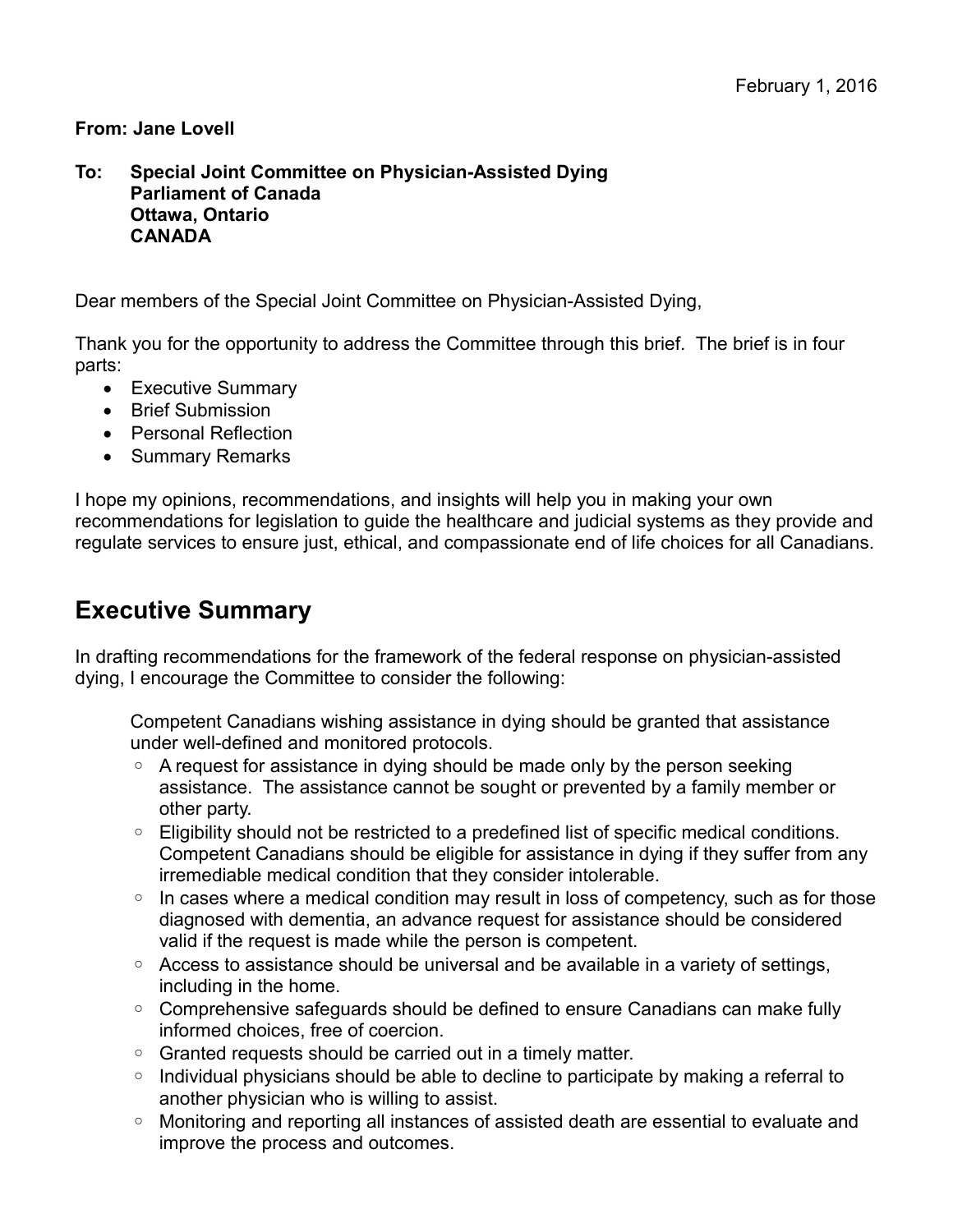February 1, 2016

**From: Jane Lovell**

**To: Special Joint Committee on Physician-Assisted Dying**
**Parliament of Canada**
**Ottawa, Ontario**
**CANADA**

Dear members of the Special Joint Committee on Physician-Assisted Dying,

Thank you for the opportunity to address the Committee through this brief. The brief is in four parts:

- Executive Summary
- Brief Submission
- Personal Reflection
- Summary Remarks

I hope my opinions, recommendations, and insights will help you in making your own recommendations for legislation to guide the healthcare and judicial systems as they provide and regulate services to ensure just, ethical, and compassionate end of life choices for all Canadians.

## Executive Summary

In drafting recommendations for the framework of the federal response on physician-assisted dying, I encourage the Committee to consider the following:

Competent Canadians wishing assistance in dying should be granted that assistance under well-defined and monitored protocols.

- A request for assistance in dying should be made only by the person seeking assistance. The assistance cannot be sought or prevented by a family member or other party.
- Eligibility should not be restricted to a predefined list of specific medical conditions. Competent Canadians should be eligible for assistance in dying if they suffer from any irremediable medical condition that they consider intolerable.
- In cases where a medical condition may result in loss of competency, such as for those diagnosed with dementia, an advance request for assistance should be considered valid if the request is made while the person is competent.
- Access to assistance should be universal and be available in a variety of settings, including in the home.
- Comprehensive safeguards should be defined to ensure Canadians can make fully informed choices, free of coercion.
- Granted requests should be carried out in a timely matter.
- Individual physicians should be able to decline to participate by making a referral to another physician who is willing to assist.
- Monitoring and reporting all instances of assisted death are essential to evaluate and improve the process and outcomes.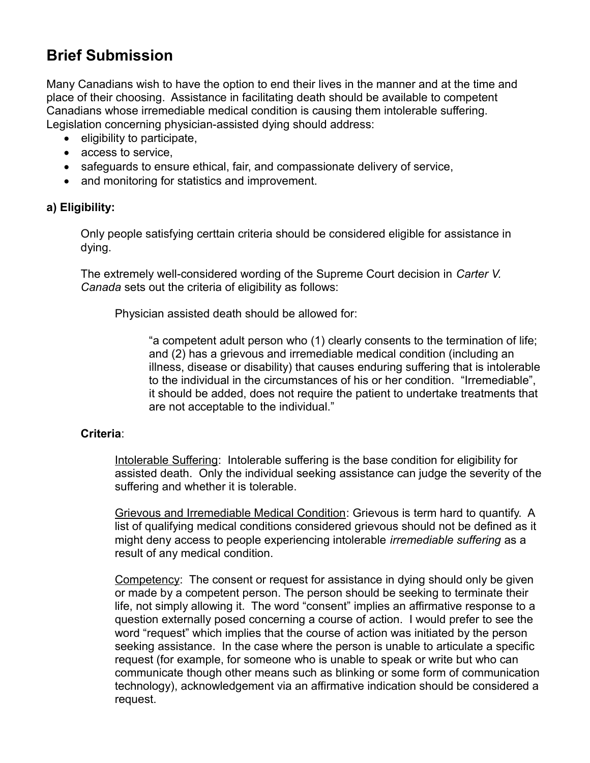# Brief Submission

Many Canadians wish to have the option to end their lives in the manner and at the time and place of their choosing. Assistance in facilitating death should be available to competent Canadians whose irremediable medical condition is causing them intolerable suffering. Legislation concerning physician-assisted dying should address:

- eligibility to participate,
- access to service,
- safeguards to ensure ethical, fair, and compassionate delivery of service,
- and monitoring for statistics and improvement.

**a) Eligibility:**

Only people satisfying certtain criteria should be considered eligible for assistance in dying.

The extremely well-considered wording of the Supreme Court decision in *Carter V. Canada* sets out the criteria of eligibility as follows:

Physician assisted death should be allowed for:

> "a competent adult person who (1) clearly consents to the termination of life; and (2) has a grievous and irremediable medical condition (including an illness, disease or disability) that causes enduring suffering that is intolerable to the individual in the circumstances of his or her condition. "Irremediable", it should be added, does not require the patient to undertake treatments that are not acceptable to the individual."

**Criteria**:

Intolerable Suffering: Intolerable suffering is the base condition for eligibility for assisted death. Only the individual seeking assistance can judge the severity of the suffering and whether it is tolerable.

Grievous and Irremediable Medical Condition: Grievous is term hard to quantify. A list of qualifying medical conditions considered grievous should not be defined as it might deny access to people experiencing intolerable *irremediable suffering* as a result of any medical condition.

Competency: The consent or request for assistance in dying should only be given or made by a competent person. The person should be seeking to terminate their life, not simply allowing it. The word "consent" implies an affirmative response to a question externally posed concerning a course of action. I would prefer to see the word "request" which implies that the course of action was initiated by the person seeking assistance. In the case where the person is unable to articulate a specific request (for example, for someone who is unable to speak or write but who can communicate though other means such as blinking or some form of communication technology), acknowledgement via an affirmative indication should be considered a request.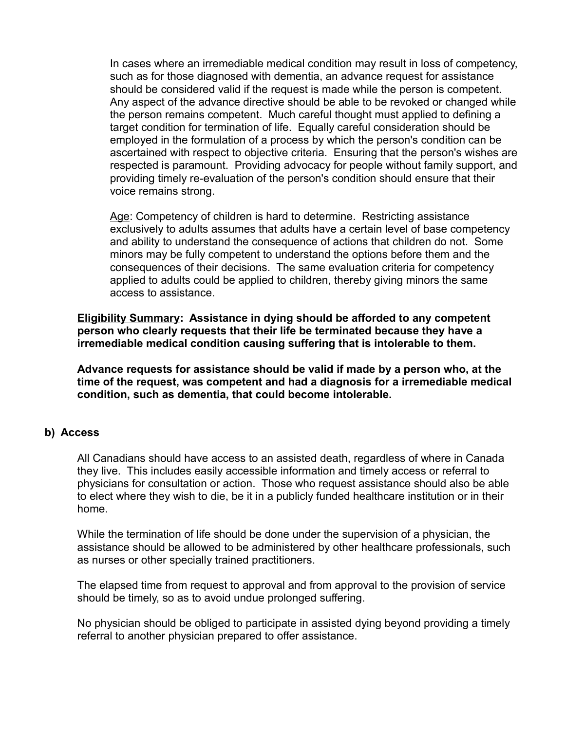In cases where an irremediable medical condition may result in loss of competency, such as for those diagnosed with dementia, an advance request for assistance should be considered valid if the request is made while the person is competent. Any aspect of the advance directive should be able to be revoked or changed while the person remains competent. Much careful thought must applied to defining a target condition for termination of life. Equally careful consideration should be employed in the formulation of a process by which the person's condition can be ascertained with respect to objective criteria. Ensuring that the person's wishes are respected is paramount. Providing advocacy for people without family support, and providing timely re-evaluation of the person's condition should ensure that their voice remains strong.

Age: Competency of children is hard to determine. Restricting assistance exclusively to adults assumes that adults have a certain level of base competency and ability to understand the consequence of actions that children do not. Some minors may be fully competent to understand the options before them and the consequences of their decisions. The same evaluation criteria for competency applied to adults could be applied to children, thereby giving minors the same access to assistance.

**Eligibility Summary: Assistance in dying should be afforded to any competent person who clearly requests that their life be terminated because they have a irremediable medical condition causing suffering that is intolerable to them.**

**Advance requests for assistance should be valid if made by a person who, at the time of the request, was competent and had a diagnosis for a irremediable medical condition, such as dementia, that could become intolerable.**

### b) Access

All Canadians should have access to an assisted death, regardless of where in Canada they live. This includes easily accessible information and timely access or referral to physicians for consultation or action. Those who request assistance should also be able to elect where they wish to die, be it in a publicly funded healthcare institution or in their home.

While the termination of life should be done under the supervision of a physician, the assistance should be allowed to be administered by other healthcare professionals, such as nurses or other specially trained practitioners.

The elapsed time from request to approval and from approval to the provision of service should be timely, so as to avoid undue prolonged suffering.

No physician should be obliged to participate in assisted dying beyond providing a timely referral to another physician prepared to offer assistance.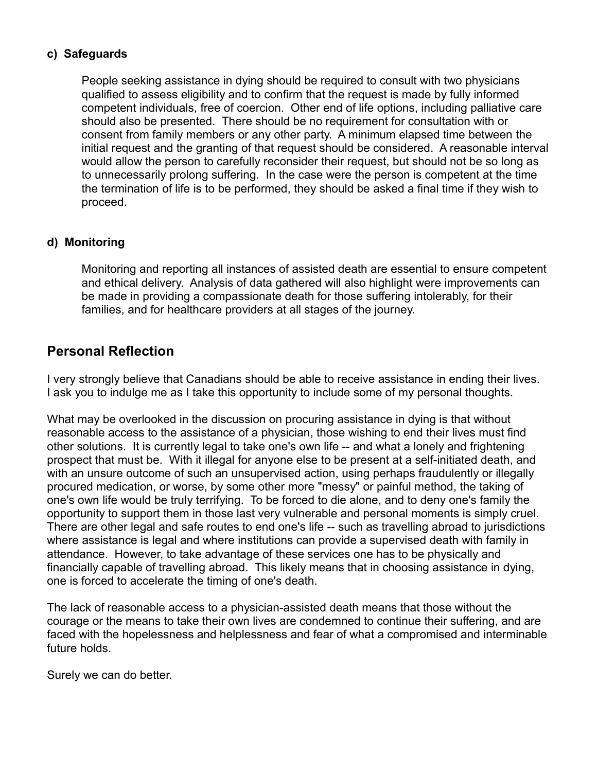#### c) Safeguards

People seeking assistance in dying should be required to consult with two physicians qualified to assess eligibility and to confirm that the request is made by fully informed competent individuals, free of coercion. Other end of life options, including palliative care should also be presented. There should be no requirement for consultation with or consent from family members or any other party. A minimum elapsed time between the initial request and the granting of that request should be considered. A reasonable interval would allow the person to carefully reconsider their request, but should not be so long as to unnecessarily prolong suffering. In the case were the person is competent at the time the termination of life is to be performed, they should be asked a final time if they wish to proceed.

#### d) Monitoring

Monitoring and reporting all instances of assisted death are essential to ensure competent and ethical delivery. Analysis of data gathered will also highlight were improvements can be made in providing a compassionate death for those suffering intolerably, for their families, and for healthcare providers at all stages of the journey.

## Personal Reflection

I very strongly believe that Canadians should be able to receive assistance in ending their lives. I ask you to indulge me as I take this opportunity to include some of my personal thoughts.

What may be overlooked in the discussion on procuring assistance in dying is that without reasonable access to the assistance of a physician, those wishing to end their lives must find other solutions. It is currently legal to take one's own life -- and what a lonely and frightening prospect that must be. With it illegal for anyone else to be present at a self-initiated death, and with an unsure outcome of such an unsupervised action, using perhaps fraudulently or illegally procured medication, or worse, by some other more "messy" or painful method, the taking of one's own life would be truly terrifying. To be forced to die alone, and to deny one's family the opportunity to support them in those last very vulnerable and personal moments is simply cruel. There are other legal and safe routes to end one's life -- such as travelling abroad to jurisdictions where assistance is legal and where institutions can provide a supervised death with family in attendance. However, to take advantage of these services one has to be physically and financially capable of travelling abroad. This likely means that in choosing assistance in dying, one is forced to accelerate the timing of one's death.

The lack of reasonable access to a physician-assisted death means that those without the courage or the means to take their own lives are condemned to continue their suffering, and are faced with the hopelessness and helplessness and fear of what a compromised and interminable future holds.

Surely we can do better.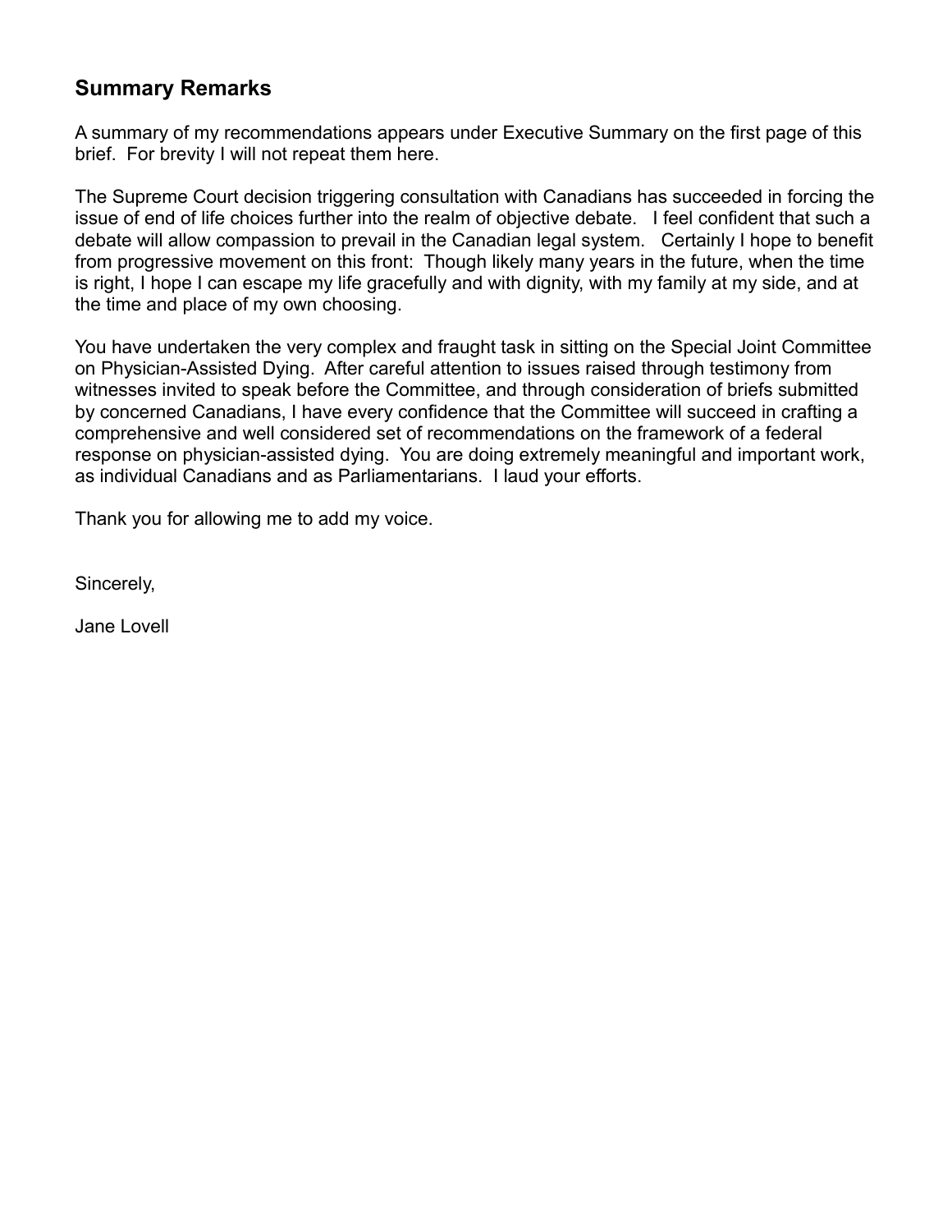## Summary Remarks

A summary of my recommendations appears under Executive Summary on the first page of this brief. For brevity I will not repeat them here.

The Supreme Court decision triggering consultation with Canadians has succeeded in forcing the issue of end of life choices further into the realm of objective debate. I feel confident that such a debate will allow compassion to prevail in the Canadian legal system. Certainly I hope to benefit from progressive movement on this front: Though likely many years in the future, when the time is right, I hope I can escape my life gracefully and with dignity, with my family at my side, and at the time and place of my own choosing.

You have undertaken the very complex and fraught task in sitting on the Special Joint Committee on Physician-Assisted Dying. After careful attention to issues raised through testimony from witnesses invited to speak before the Committee, and through consideration of briefs submitted by concerned Canadians, I have every confidence that the Committee will succeed in crafting a comprehensive and well considered set of recommendations on the framework of a federal response on physician-assisted dying. You are doing extremely meaningful and important work, as individual Canadians and as Parliamentarians. I laud your efforts.

Thank you for allowing me to add my voice.

Sincerely,

Jane Lovell